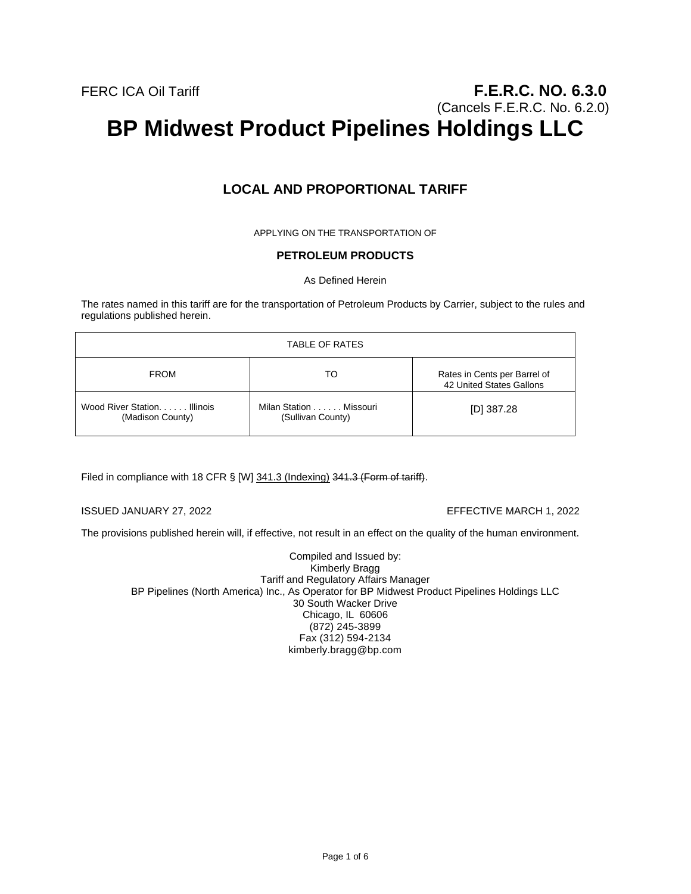FERC ICA Oil Tariff

**F.E.R.C. NO. 6.3.0**
(Cancels F.E.R.C. No. 6.2.0)

# BP Midwest Product Pipelines Holdings LLC

## LOCAL AND PROPORTIONAL TARIFF

APPLYING ON THE TRANSPORTATION OF

**PETROLEUM PRODUCTS**

As Defined Herein

The rates named in this tariff are for the transportation of Petroleum Products by Carrier, subject to the rules and regulations published herein.

| TABLE OF RATES | | |
|---|---|---|
| FROM | TO | Rates in Cents per Barrel of 42 United States Gallons |
| Wood River Station. . . . . . Illinois (Madison County) | Milan Station . . . . . . Missouri (Sullivan County) | [D] 387.28 |

Filed in compliance with 18 CFR § [W] <u>341.3 (Indexing)</u> ~~341.3 (Form of tariff)~~.

ISSUED JANUARY 27, 2022

EFFECTIVE MARCH 1, 2022

The provisions published herein will, if effective, not result in an effect on the quality of the human environment.

Compiled and Issued by:
Kimberly Bragg
Tariff and Regulatory Affairs Manager
BP Pipelines (North America) Inc., As Operator for BP Midwest Product Pipelines Holdings LLC
30 South Wacker Drive
Chicago, IL 60606
(872) 245-3899
Fax (312) 594-2134
kimberly.bragg@bp.com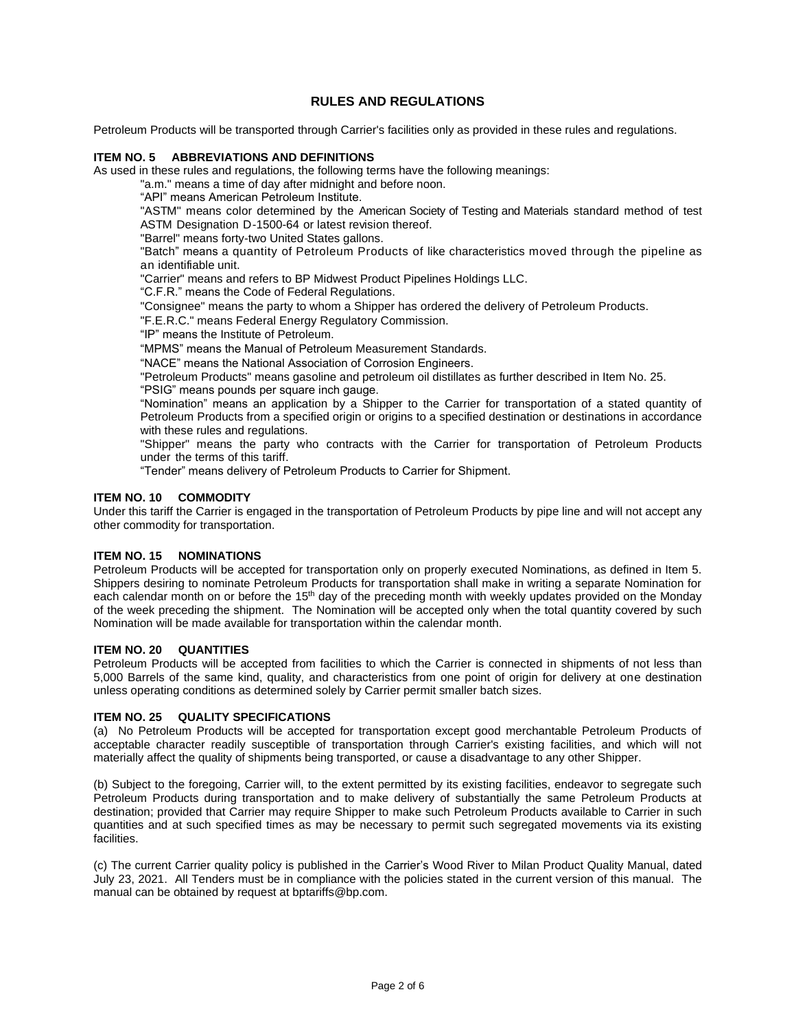# RULES AND REGULATIONS

Petroleum Products will be transported through Carrier's facilities only as provided in these rules and regulations.

### ITEM NO. 5 ABBREVIATIONS AND DEFINITIONS

As used in these rules and regulations, the following terms have the following meanings:

"a.m." means a time of day after midnight and before noon.

"API" means American Petroleum Institute.

"ASTM" means color determined by the American Society of Testing and Materials standard method of test ASTM Designation D-1500-64 or latest revision thereof.

"Barrel" means forty-two United States gallons.

"Batch" means a quantity of Petroleum Products of like characteristics moved through the pipeline as an identifiable unit.

"Carrier" means and refers to BP Midwest Product Pipelines Holdings LLC.

"C.F.R." means the Code of Federal Regulations.

"Consignee" means the party to whom a Shipper has ordered the delivery of Petroleum Products.

"F.E.R.C." means Federal Energy Regulatory Commission.

"IP" means the Institute of Petroleum.

"MPMS" means the Manual of Petroleum Measurement Standards.

"NACE" means the National Association of Corrosion Engineers.

"Petroleum Products" means gasoline and petroleum oil distillates as further described in Item No. 25.

"PSIG" means pounds per square inch gauge.

"Nomination" means an application by a Shipper to the Carrier for transportation of a stated quantity of Petroleum Products from a specified origin or origins to a specified destination or destinations in accordance with these rules and regulations.

"Shipper" means the party who contracts with the Carrier for transportation of Petroleum Products under the terms of this tariff.

"Tender" means delivery of Petroleum Products to Carrier for Shipment.

### ITEM NO. 10 COMMODITY

Under this tariff the Carrier is engaged in the transportation of Petroleum Products by pipe line and will not accept any other commodity for transportation.

### ITEM NO. 15 NOMINATIONS

Petroleum Products will be accepted for transportation only on properly executed Nominations, as defined in Item 5. Shippers desiring to nominate Petroleum Products for transportation shall make in writing a separate Nomination for each calendar month on or before the 15th day of the preceding month with weekly updates provided on the Monday of the week preceding the shipment. The Nomination will be accepted only when the total quantity covered by such Nomination will be made available for transportation within the calendar month.

### ITEM NO. 20 QUANTITIES

Petroleum Products will be accepted from facilities to which the Carrier is connected in shipments of not less than 5,000 Barrels of the same kind, quality, and characteristics from one point of origin for delivery at one destination unless operating conditions as determined solely by Carrier permit smaller batch sizes.

### ITEM NO. 25 QUALITY SPECIFICATIONS

(a) No Petroleum Products will be accepted for transportation except good merchantable Petroleum Products of acceptable character readily susceptible of transportation through Carrier's existing facilities, and which will not materially affect the quality of shipments being transported, or cause a disadvantage to any other Shipper.

(b) Subject to the foregoing, Carrier will, to the extent permitted by its existing facilities, endeavor to segregate such Petroleum Products during transportation and to make delivery of substantially the same Petroleum Products at destination; provided that Carrier may require Shipper to make such Petroleum Products available to Carrier in such quantities and at such specified times as may be necessary to permit such segregated movements via its existing facilities.

(c) The current Carrier quality policy is published in the Carrier's Wood River to Milan Product Quality Manual, dated July 23, 2021. All Tenders must be in compliance with the policies stated in the current version of this manual. The manual can be obtained by request at bptariffs@bp.com.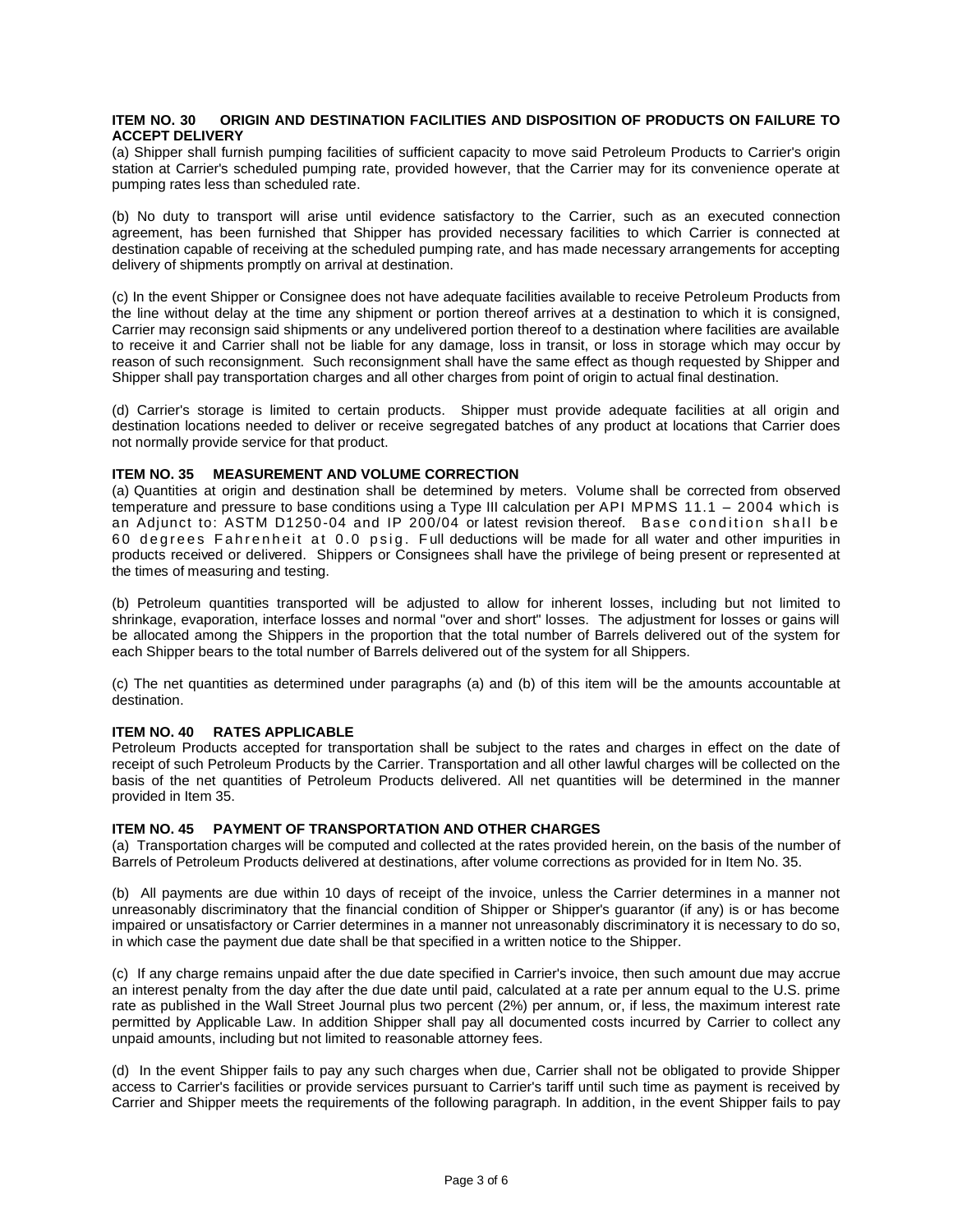### ITEM NO. 30 ORIGIN AND DESTINATION FACILITIES AND DISPOSITION OF PRODUCTS ON FAILURE TO ACCEPT DELIVERY

(a) Shipper shall furnish pumping facilities of sufficient capacity to move said Petroleum Products to Carrier's origin station at Carrier's scheduled pumping rate, provided however, that the Carrier may for its convenience operate at pumping rates less than scheduled rate.

(b) No duty to transport will arise until evidence satisfactory to the Carrier, such as an executed connection agreement, has been furnished that Shipper has provided necessary facilities to which Carrier is connected at destination capable of receiving at the scheduled pumping rate, and has made necessary arrangements for accepting delivery of shipments promptly on arrival at destination.

(c) In the event Shipper or Consignee does not have adequate facilities available to receive Petroleum Products from the line without delay at the time any shipment or portion thereof arrives at a destination to which it is consigned, Carrier may reconsign said shipments or any undelivered portion thereof to a destination where facilities are available to receive it and Carrier shall not be liable for any damage, loss in transit, or loss in storage which may occur by reason of such reconsignment. Such reconsignment shall have the same effect as though requested by Shipper and Shipper shall pay transportation charges and all other charges from point of origin to actual final destination.

(d) Carrier's storage is limited to certain products. Shipper must provide adequate facilities at all origin and destination locations needed to deliver or receive segregated batches of any product at locations that Carrier does not normally provide service for that product.

### ITEM NO. 35 MEASUREMENT AND VOLUME CORRECTION

(a) Quantities at origin and destination shall be determined by meters. Volume shall be corrected from observed temperature and pressure to base conditions using a Type III calculation per API MPMS 11.1 – 2004 which is an Adjunct to: ASTM D1250-04 and IP 200/04 or latest revision thereof. Base condition shall be 60 degrees Fahrenheit at 0.0 psig. Full deductions will be made for all water and other impurities in products received or delivered. Shippers or Consignees shall have the privilege of being present or represented at the times of measuring and testing.

(b) Petroleum quantities transported will be adjusted to allow for inherent losses, including but not limited to shrinkage, evaporation, interface losses and normal "over and short" losses. The adjustment for losses or gains will be allocated among the Shippers in the proportion that the total number of Barrels delivered out of the system for each Shipper bears to the total number of Barrels delivered out of the system for all Shippers.

(c) The net quantities as determined under paragraphs (a) and (b) of this item will be the amounts accountable at destination.

### ITEM NO. 40 RATES APPLICABLE

Petroleum Products accepted for transportation shall be subject to the rates and charges in effect on the date of receipt of such Petroleum Products by the Carrier. Transportation and all other lawful charges will be collected on the basis of the net quantities of Petroleum Products delivered. All net quantities will be determined in the manner provided in Item 35.

### ITEM NO. 45 PAYMENT OF TRANSPORTATION AND OTHER CHARGES

(a) Transportation charges will be computed and collected at the rates provided herein, on the basis of the number of Barrels of Petroleum Products delivered at destinations, after volume corrections as provided for in Item No. 35.

(b) All payments are due within 10 days of receipt of the invoice, unless the Carrier determines in a manner not unreasonably discriminatory that the financial condition of Shipper or Shipper's guarantor (if any) is or has become impaired or unsatisfactory or Carrier determines in a manner not unreasonably discriminatory it is necessary to do so, in which case the payment due date shall be that specified in a written notice to the Shipper.

(c) If any charge remains unpaid after the due date specified in Carrier's invoice, then such amount due may accrue an interest penalty from the day after the due date until paid, calculated at a rate per annum equal to the U.S. prime rate as published in the Wall Street Journal plus two percent (2%) per annum, or, if less, the maximum interest rate permitted by Applicable Law. In addition Shipper shall pay all documented costs incurred by Carrier to collect any unpaid amounts, including but not limited to reasonable attorney fees.

(d) In the event Shipper fails to pay any such charges when due, Carrier shall not be obligated to provide Shipper access to Carrier's facilities or provide services pursuant to Carrier's tariff until such time as payment is received by Carrier and Shipper meets the requirements of the following paragraph. In addition, in the event Shipper fails to pay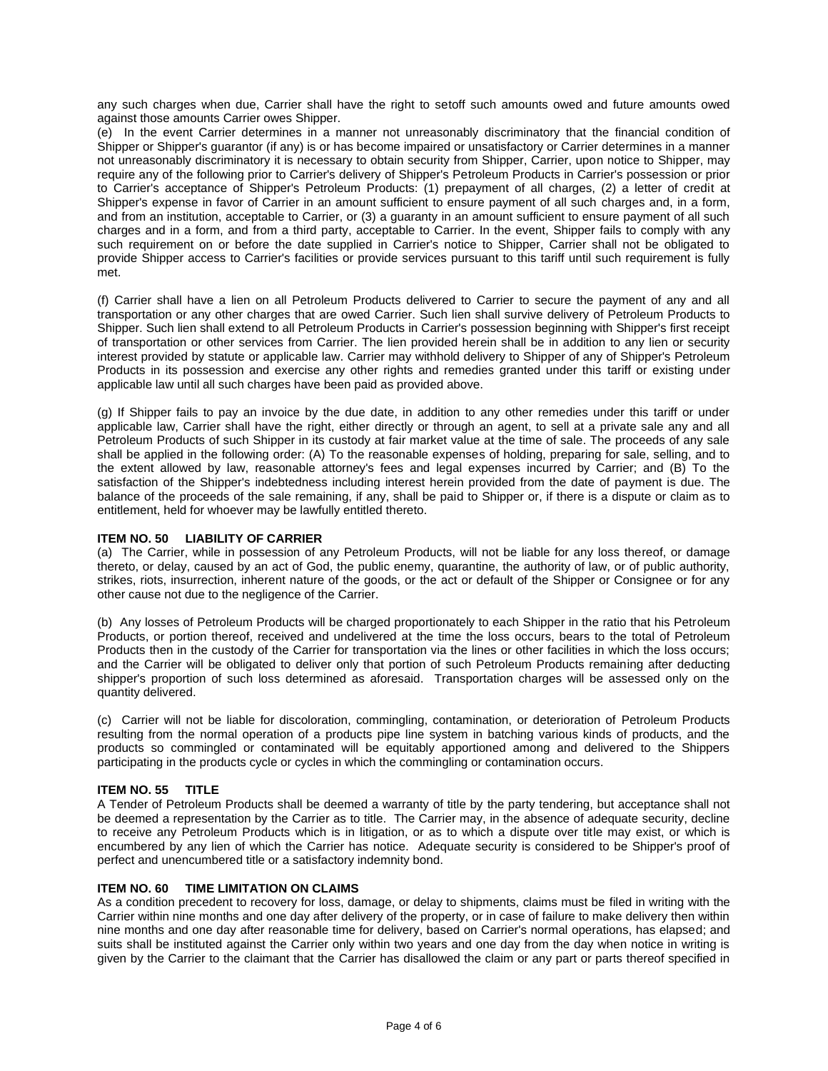any such charges when due, Carrier shall have the right to setoff such amounts owed and future amounts owed against those amounts Carrier owes Shipper.

(e) In the event Carrier determines in a manner not unreasonably discriminatory that the financial condition of Shipper or Shipper's guarantor (if any) is or has become impaired or unsatisfactory or Carrier determines in a manner not unreasonably discriminatory it is necessary to obtain security from Shipper, Carrier, upon notice to Shipper, may require any of the following prior to Carrier's delivery of Shipper's Petroleum Products in Carrier's possession or prior to Carrier's acceptance of Shipper's Petroleum Products: (1) prepayment of all charges, (2) a letter of credit at Shipper's expense in favor of Carrier in an amount sufficient to ensure payment of all such charges and, in a form, and from an institution, acceptable to Carrier, or (3) a guaranty in an amount sufficient to ensure payment of all such charges and in a form, and from a third party, acceptable to Carrier. In the event, Shipper fails to comply with any such requirement on or before the date supplied in Carrier's notice to Shipper, Carrier shall not be obligated to provide Shipper access to Carrier's facilities or provide services pursuant to this tariff until such requirement is fully met.

(f) Carrier shall have a lien on all Petroleum Products delivered to Carrier to secure the payment of any and all transportation or any other charges that are owed Carrier. Such lien shall survive delivery of Petroleum Products to Shipper. Such lien shall extend to all Petroleum Products in Carrier's possession beginning with Shipper's first receipt of transportation or other services from Carrier. The lien provided herein shall be in addition to any lien or security interest provided by statute or applicable law. Carrier may withhold delivery to Shipper of any of Shipper's Petroleum Products in its possession and exercise any other rights and remedies granted under this tariff or existing under applicable law until all such charges have been paid as provided above.

(g) If Shipper fails to pay an invoice by the due date, in addition to any other remedies under this tariff or under applicable law, Carrier shall have the right, either directly or through an agent, to sell at a private sale any and all Petroleum Products of such Shipper in its custody at fair market value at the time of sale. The proceeds of any sale shall be applied in the following order: (A) To the reasonable expenses of holding, preparing for sale, selling, and to the extent allowed by law, reasonable attorney's fees and legal expenses incurred by Carrier; and (B) To the satisfaction of the Shipper's indebtedness including interest herein provided from the date of payment is due. The balance of the proceeds of the sale remaining, if any, shall be paid to Shipper or, if there is a dispute or claim as to entitlement, held for whoever may be lawfully entitled thereto.

**ITEM NO. 50 LIABILITY OF CARRIER**

(a) The Carrier, while in possession of any Petroleum Products, will not be liable for any loss thereof, or damage thereto, or delay, caused by an act of God, the public enemy, quarantine, the authority of law, or of public authority, strikes, riots, insurrection, inherent nature of the goods, or the act or default of the Shipper or Consignee or for any other cause not due to the negligence of the Carrier.

(b) Any losses of Petroleum Products will be charged proportionately to each Shipper in the ratio that his Petroleum Products, or portion thereof, received and undelivered at the time the loss occurs, bears to the total of Petroleum Products then in the custody of the Carrier for transportation via the lines or other facilities in which the loss occurs; and the Carrier will be obligated to deliver only that portion of such Petroleum Products remaining after deducting shipper's proportion of such loss determined as aforesaid. Transportation charges will be assessed only on the quantity delivered.

(c) Carrier will not be liable for discoloration, commingling, contamination, or deterioration of Petroleum Products resulting from the normal operation of a products pipe line system in batching various kinds of products, and the products so commingled or contaminated will be equitably apportioned among and delivered to the Shippers participating in the products cycle or cycles in which the commingling or contamination occurs.

**ITEM NO. 55 TITLE**

A Tender of Petroleum Products shall be deemed a warranty of title by the party tendering, but acceptance shall not be deemed a representation by the Carrier as to title. The Carrier may, in the absence of adequate security, decline to receive any Petroleum Products which is in litigation, or as to which a dispute over title may exist, or which is encumbered by any lien of which the Carrier has notice. Adequate security is considered to be Shipper's proof of perfect and unencumbered title or a satisfactory indemnity bond.

**ITEM NO. 60 TIME LIMITATION ON CLAIMS**

As a condition precedent to recovery for loss, damage, or delay to shipments, claims must be filed in writing with the Carrier within nine months and one day after delivery of the property, or in case of failure to make delivery then within nine months and one day after reasonable time for delivery, based on Carrier's normal operations, has elapsed; and suits shall be instituted against the Carrier only within two years and one day from the day when notice in writing is given by the Carrier to the claimant that the Carrier has disallowed the claim or any part or parts thereof specified in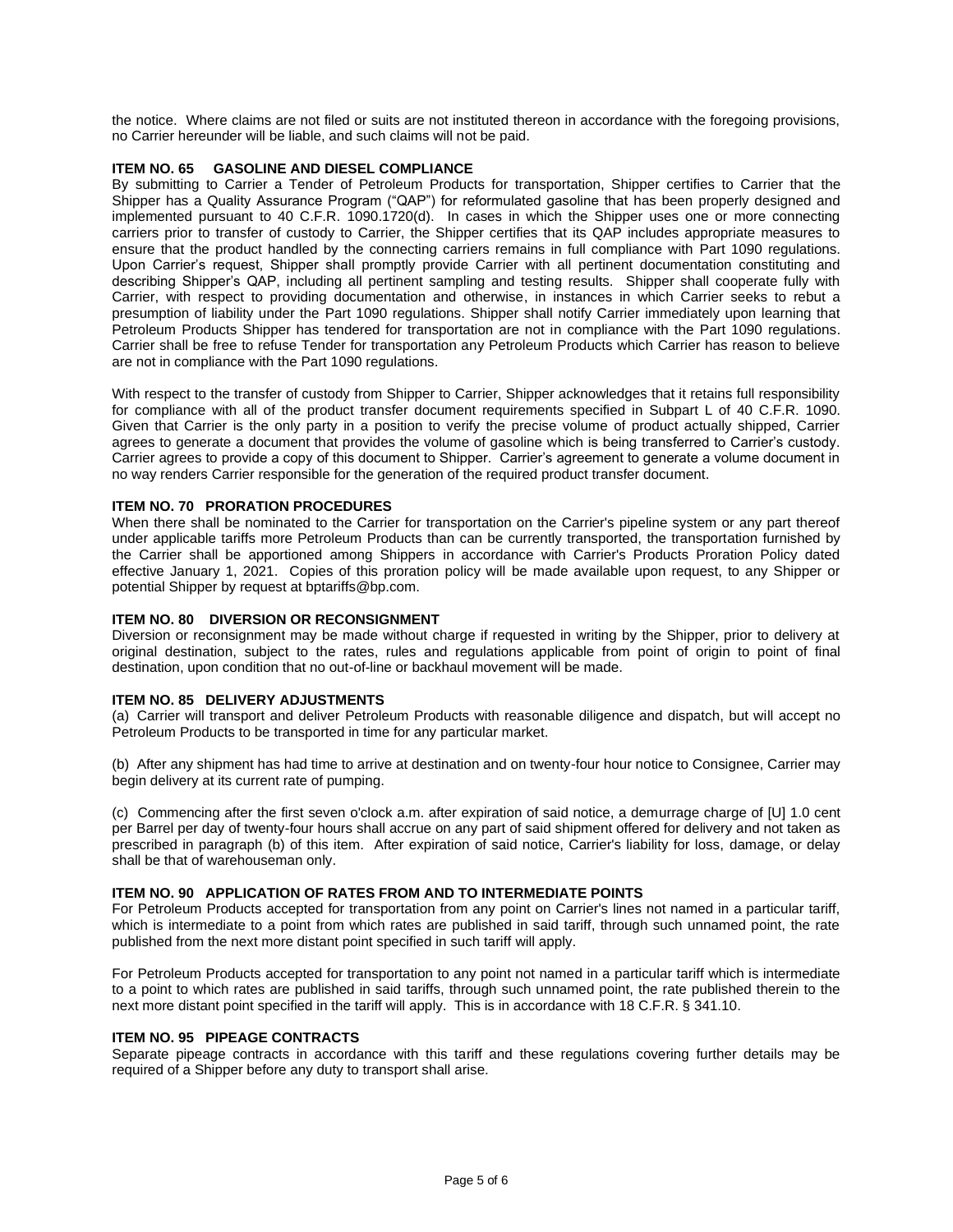the notice. Where claims are not filed or suits are not instituted thereon in accordance with the foregoing provisions, no Carrier hereunder will be liable, and such claims will not be paid.

### ITEM NO. 65 GASOLINE AND DIESEL COMPLIANCE

By submitting to Carrier a Tender of Petroleum Products for transportation, Shipper certifies to Carrier that the Shipper has a Quality Assurance Program ("QAP") for reformulated gasoline that has been properly designed and implemented pursuant to 40 C.F.R. 1090.1720(d). In cases in which the Shipper uses one or more connecting carriers prior to transfer of custody to Carrier, the Shipper certifies that its QAP includes appropriate measures to ensure that the product handled by the connecting carriers remains in full compliance with Part 1090 regulations. Upon Carrier's request, Shipper shall promptly provide Carrier with all pertinent documentation constituting and describing Shipper's QAP, including all pertinent sampling and testing results. Shipper shall cooperate fully with Carrier, with respect to providing documentation and otherwise, in instances in which Carrier seeks to rebut a presumption of liability under the Part 1090 regulations. Shipper shall notify Carrier immediately upon learning that Petroleum Products Shipper has tendered for transportation are not in compliance with the Part 1090 regulations. Carrier shall be free to refuse Tender for transportation any Petroleum Products which Carrier has reason to believe are not in compliance with the Part 1090 regulations.

With respect to the transfer of custody from Shipper to Carrier, Shipper acknowledges that it retains full responsibility for compliance with all of the product transfer document requirements specified in Subpart L of 40 C.F.R. 1090. Given that Carrier is the only party in a position to verify the precise volume of product actually shipped, Carrier agrees to generate a document that provides the volume of gasoline which is being transferred to Carrier's custody. Carrier agrees to provide a copy of this document to Shipper. Carrier's agreement to generate a volume document in no way renders Carrier responsible for the generation of the required product transfer document.

### ITEM NO. 70 PRORATION PROCEDURES

When there shall be nominated to the Carrier for transportation on the Carrier's pipeline system or any part thereof under applicable tariffs more Petroleum Products than can be currently transported, the transportation furnished by the Carrier shall be apportioned among Shippers in accordance with Carrier's Products Proration Policy dated effective January 1, 2021. Copies of this proration policy will be made available upon request, to any Shipper or potential Shipper by request at bptariffs@bp.com.

### ITEM NO. 80 DIVERSION OR RECONSIGNMENT

Diversion or reconsignment may be made without charge if requested in writing by the Shipper, prior to delivery at original destination, subject to the rates, rules and regulations applicable from point of origin to point of final destination, upon condition that no out-of-line or backhaul movement will be made.

### ITEM NO. 85 DELIVERY ADJUSTMENTS

(a) Carrier will transport and deliver Petroleum Products with reasonable diligence and dispatch, but will accept no Petroleum Products to be transported in time for any particular market.

(b) After any shipment has had time to arrive at destination and on twenty-four hour notice to Consignee, Carrier may begin delivery at its current rate of pumping.

(c) Commencing after the first seven o'clock a.m. after expiration of said notice, a demurrage charge of [U] 1.0 cent per Barrel per day of twenty-four hours shall accrue on any part of said shipment offered for delivery and not taken as prescribed in paragraph (b) of this item. After expiration of said notice, Carrier's liability for loss, damage, or delay shall be that of warehouseman only.

### ITEM NO. 90 APPLICATION OF RATES FROM AND TO INTERMEDIATE POINTS

For Petroleum Products accepted for transportation from any point on Carrier's lines not named in a particular tariff, which is intermediate to a point from which rates are published in said tariff, through such unnamed point, the rate published from the next more distant point specified in such tariff will apply.

For Petroleum Products accepted for transportation to any point not named in a particular tariff which is intermediate to a point to which rates are published in said tariffs, through such unnamed point, the rate published therein to the next more distant point specified in the tariff will apply. This is in accordance with 18 C.F.R. § 341.10.

### ITEM NO. 95 PIPEAGE CONTRACTS

Separate pipeage contracts in accordance with this tariff and these regulations covering further details may be required of a Shipper before any duty to transport shall arise.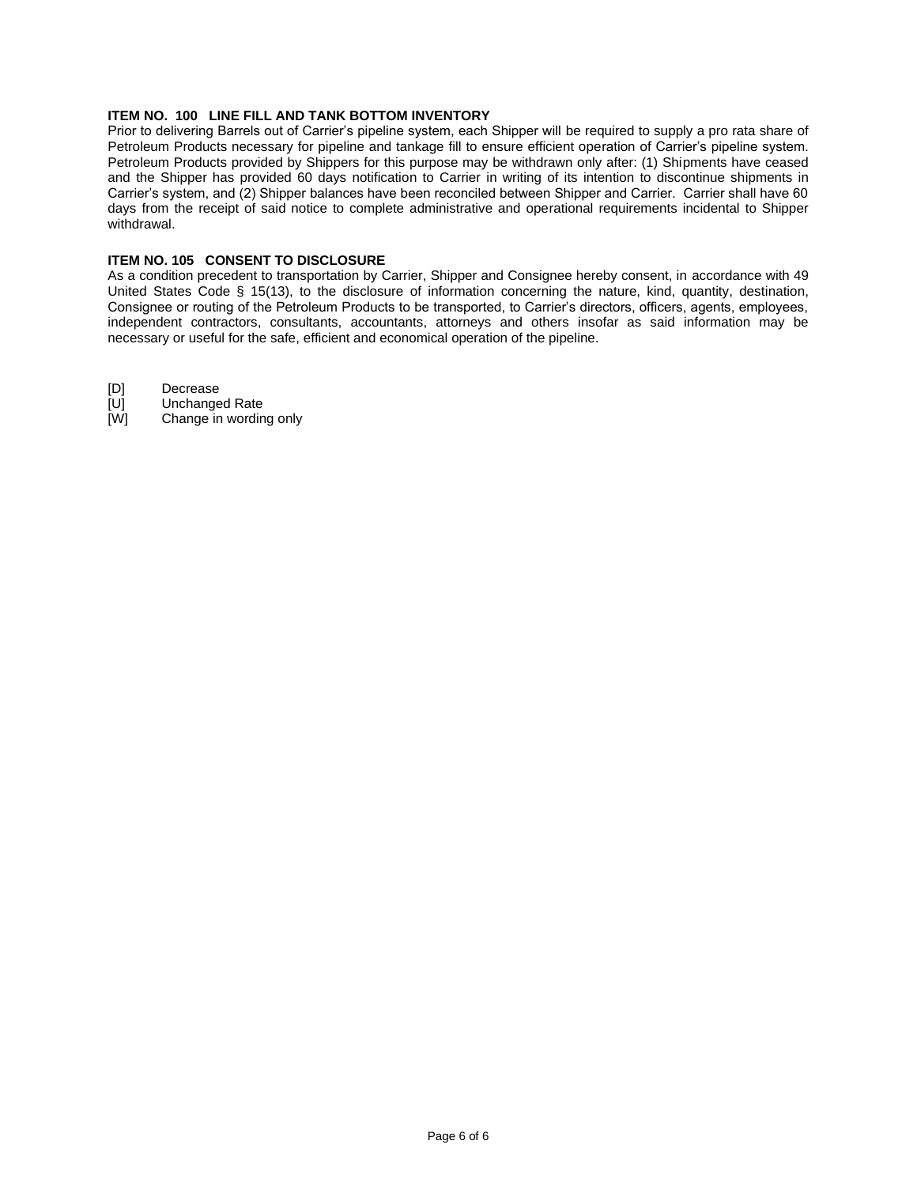**ITEM NO. 100 LINE FILL AND TANK BOTTOM INVENTORY**

Prior to delivering Barrels out of Carrier's pipeline system, each Shipper will be required to supply a pro rata share of Petroleum Products necessary for pipeline and tankage fill to ensure efficient operation of Carrier's pipeline system. Petroleum Products provided by Shippers for this purpose may be withdrawn only after: (1) Shipments have ceased and the Shipper has provided 60 days notification to Carrier in writing of its intention to discontinue shipments in Carrier's system, and (2) Shipper balances have been reconciled between Shipper and Carrier. Carrier shall have 60 days from the receipt of said notice to complete administrative and operational requirements incidental to Shipper withdrawal.

**ITEM NO. 105 CONSENT TO DISCLOSURE**

As a condition precedent to transportation by Carrier, Shipper and Consignee hereby consent, in accordance with 49 United States Code § 15(13), to the disclosure of information concerning the nature, kind, quantity, destination, Consignee or routing of the Petroleum Products to be transported, to Carrier's directors, officers, agents, employees, independent contractors, consultants, accountants, attorneys and others insofar as said information may be necessary or useful for the safe, efficient and economical operation of the pipeline.

[D] Decrease
[U] Unchanged Rate
[W] Change in wording only